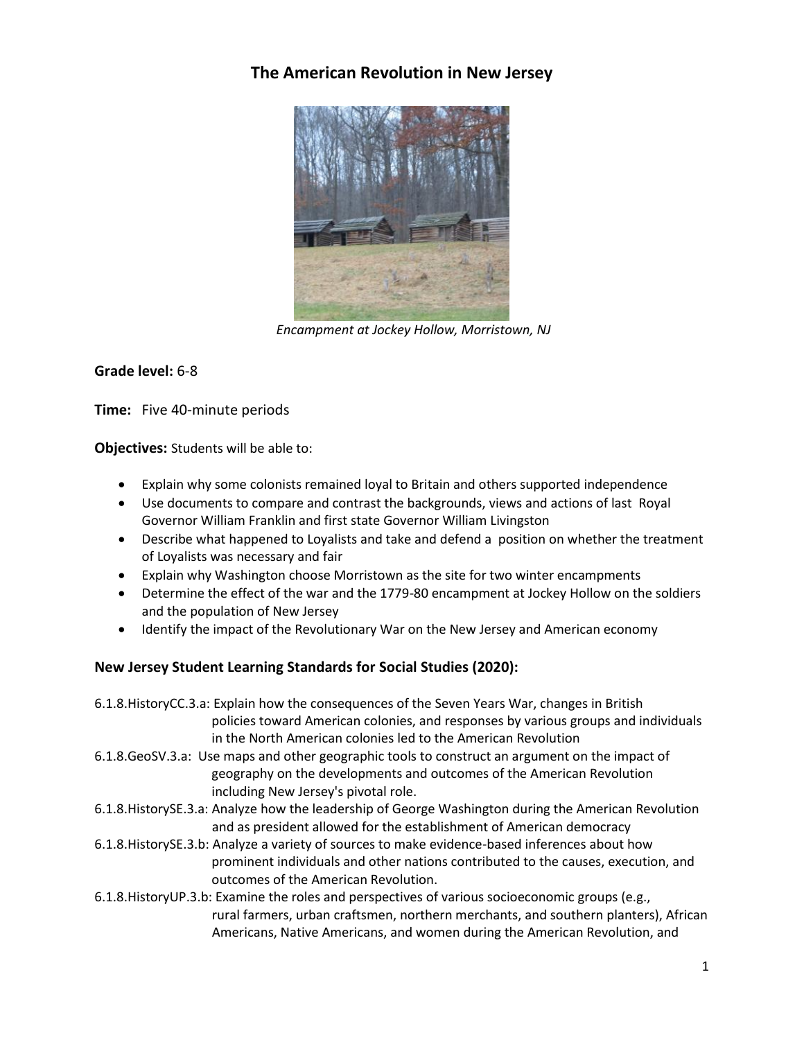# The American Revolution in New Jersey

*Encampment at Jockey Hollow, Morristown, NJ*

**Grade level:** 6-8

**Time:** Five 40-minute periods

**Objectives:** Students will be able to:

- Explain why some colonists remained loyal to Britain and others supported independence
- Use documents to compare and contrast the backgrounds, views and actions of last Royal Governor William Franklin and first state Governor William Livingston
- Describe what happened to Loyalists and take and defend a position on whether the treatment of Loyalists was necessary and fair
- Explain why Washington choose Morristown as the site for two winter encampments
- Determine the effect of the war and the 1779-80 encampment at Jockey Hollow on the soldiers and the population of New Jersey
- Identify the impact of the Revolutionary War on the New Jersey and American economy

## New Jersey Student Learning Standards for Social Studies (2020):

6.1.8.HistoryCC.3.a: Explain how the consequences of the Seven Years War, changes in British policies toward American colonies, and responses by various groups and individuals in the North American colonies led to the American Revolution

6.1.8.GeoSV.3.a: Use maps and other geographic tools to construct an argument on the impact of geography on the developments and outcomes of the American Revolution including New Jersey's pivotal role.

6.1.8.HistorySE.3.a: Analyze how the leadership of George Washington during the American Revolution and as president allowed for the establishment of American democracy

6.1.8.HistorySE.3.b: Analyze a variety of sources to make evidence-based inferences about how prominent individuals and other nations contributed to the causes, execution, and outcomes of the American Revolution.

6.1.8.HistoryUP.3.b: Examine the roles and perspectives of various socioeconomic groups (e.g., rural farmers, urban craftsmen, northern merchants, and southern planters), African Americans, Native Americans, and women during the American Revolution, and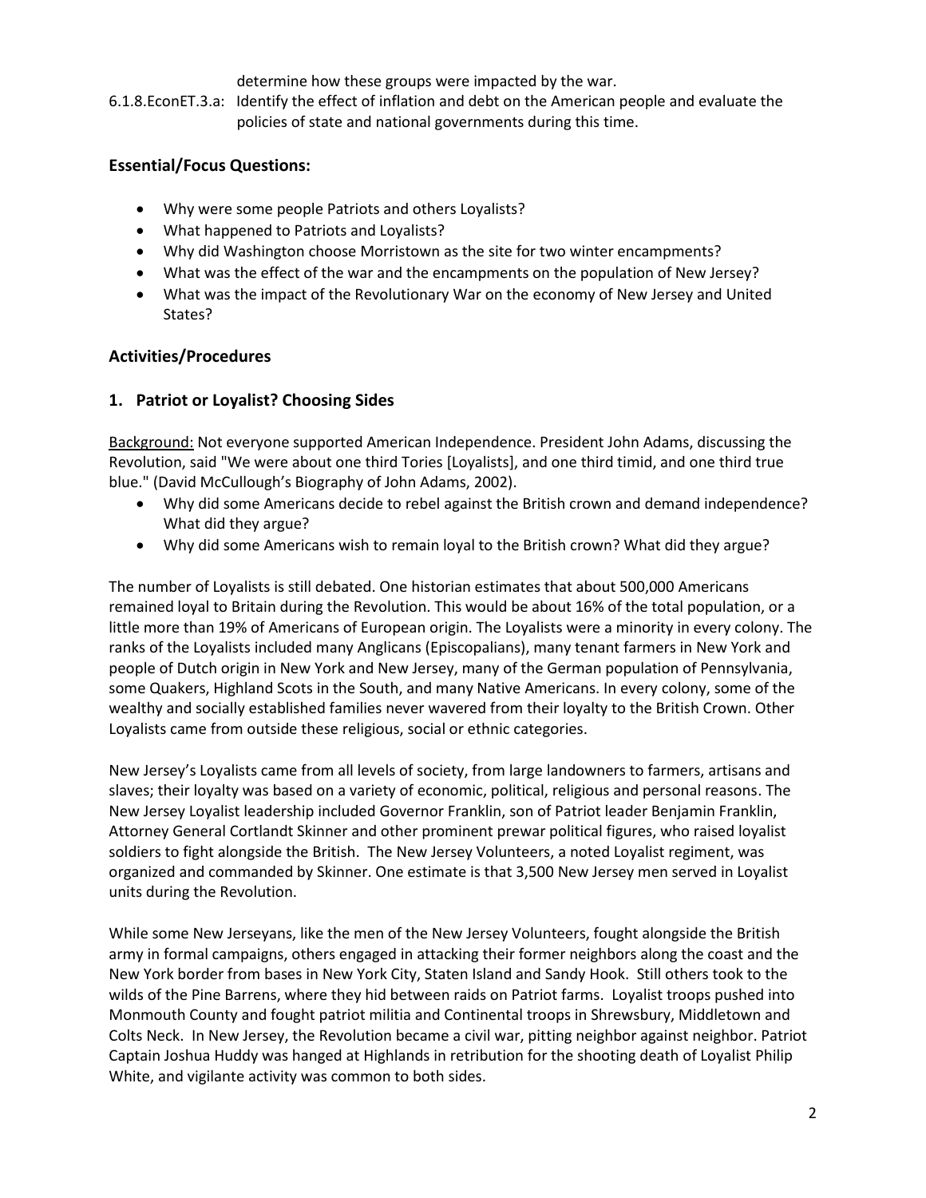determine how these groups were impacted by the war.

6.1.8.EconET.3.a: Identify the effect of inflation and debt on the American people and evaluate the policies of state and national governments during this time.

## Essential/Focus Questions:

- Why were some people Patriots and others Loyalists?
- What happened to Patriots and Loyalists?
- Why did Washington choose Morristown as the site for two winter encampments?
- What was the effect of the war and the encampments on the population of New Jersey?
- What was the impact of the Revolutionary War on the economy of New Jersey and United States?

## Activities/Procedures

### 1. Patriot or Loyalist? Choosing Sides

Background: Not everyone supported American Independence. President John Adams, discussing the Revolution, said "We were about one third Tories [Loyalists], and one third timid, and one third true blue." (David McCullough's Biography of John Adams, 2002).

- Why did some Americans decide to rebel against the British crown and demand independence? What did they argue?
- Why did some Americans wish to remain loyal to the British crown? What did they argue?

The number of Loyalists is still debated. One historian estimates that about 500,000 Americans remained loyal to Britain during the Revolution. This would be about 16% of the total population, or a little more than 19% of Americans of European origin. The Loyalists were a minority in every colony. The ranks of the Loyalists included many Anglicans (Episcopalians), many tenant farmers in New York and people of Dutch origin in New York and New Jersey, many of the German population of Pennsylvania, some Quakers, Highland Scots in the South, and many Native Americans. In every colony, some of the wealthy and socially established families never wavered from their loyalty to the British Crown. Other Loyalists came from outside these religious, social or ethnic categories.

New Jersey's Loyalists came from all levels of society, from large landowners to farmers, artisans and slaves; their loyalty was based on a variety of economic, political, religious and personal reasons. The New Jersey Loyalist leadership included Governor Franklin, son of Patriot leader Benjamin Franklin, Attorney General Cortlandt Skinner and other prominent prewar political figures, who raised loyalist soldiers to fight alongside the British. The New Jersey Volunteers, a noted Loyalist regiment, was organized and commanded by Skinner. One estimate is that 3,500 New Jersey men served in Loyalist units during the Revolution.

While some New Jerseyans, like the men of the New Jersey Volunteers, fought alongside the British army in formal campaigns, others engaged in attacking their former neighbors along the coast and the New York border from bases in New York City, Staten Island and Sandy Hook. Still others took to the wilds of the Pine Barrens, where they hid between raids on Patriot farms. Loyalist troops pushed into Monmouth County and fought patriot militia and Continental troops in Shrewsbury, Middletown and Colts Neck. In New Jersey, the Revolution became a civil war, pitting neighbor against neighbor. Patriot Captain Joshua Huddy was hanged at Highlands in retribution for the shooting death of Loyalist Philip White, and vigilante activity was common to both sides.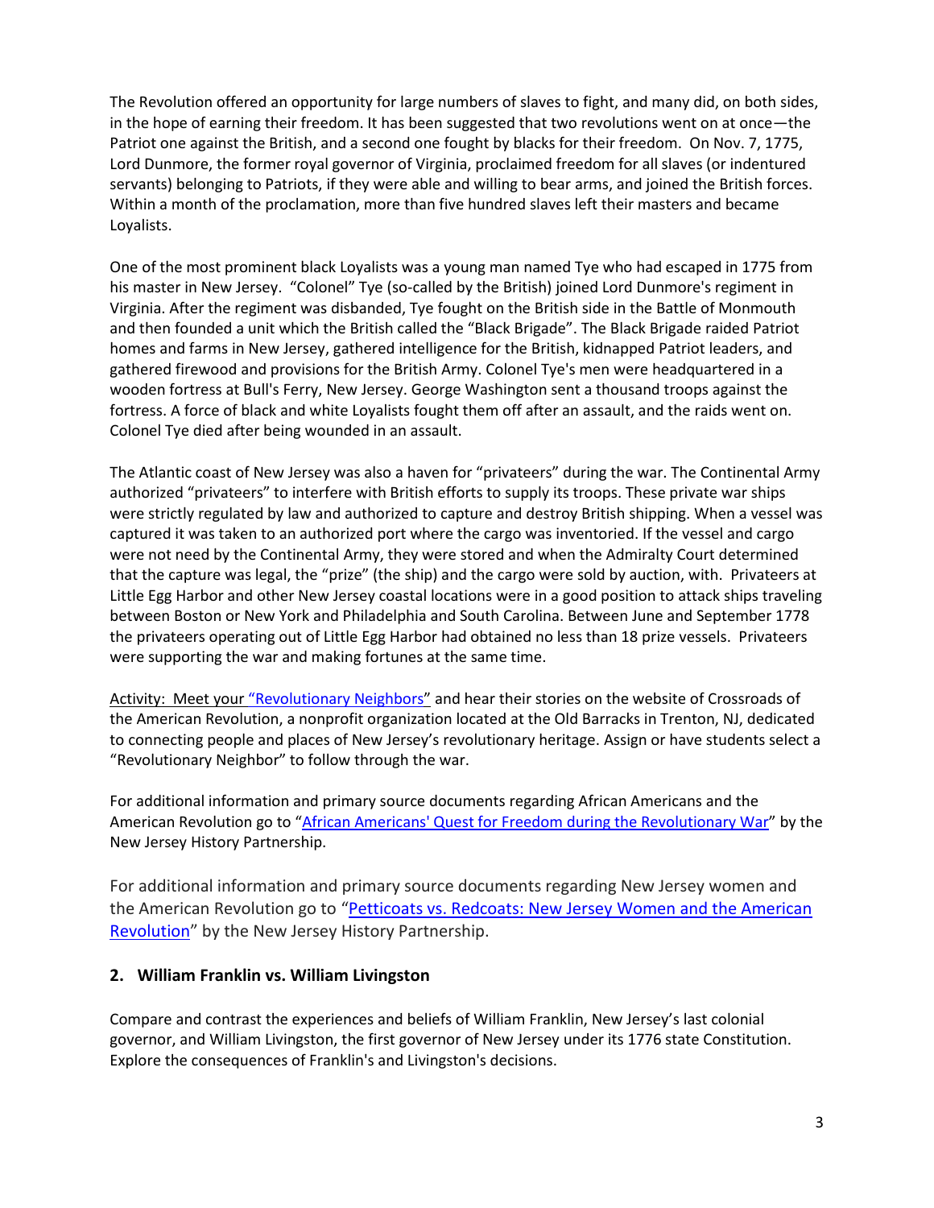The Revolution offered an opportunity for large numbers of slaves to fight, and many did, on both sides, in the hope of earning their freedom. It has been suggested that two revolutions went on at once—the Patriot one against the British, and a second one fought by blacks for their freedom. On Nov. 7, 1775, Lord Dunmore, the former royal governor of Virginia, proclaimed freedom for all slaves (or indentured servants) belonging to Patriots, if they were able and willing to bear arms, and joined the British forces. Within a month of the proclamation, more than five hundred slaves left their masters and became Loyalists.

One of the most prominent black Loyalists was a young man named Tye who had escaped in 1775 from his master in New Jersey. "Colonel" Tye (so-called by the British) joined Lord Dunmore's regiment in Virginia. After the regiment was disbanded, Tye fought on the British side in the Battle of Monmouth and then founded a unit which the British called the "Black Brigade". The Black Brigade raided Patriot homes and farms in New Jersey, gathered intelligence for the British, kidnapped Patriot leaders, and gathered firewood and provisions for the British Army. Colonel Tye's men were headquartered in a wooden fortress at Bull's Ferry, New Jersey. George Washington sent a thousand troops against the fortress. A force of black and white Loyalists fought them off after an assault, and the raids went on. Colonel Tye died after being wounded in an assault.

The Atlantic coast of New Jersey was also a haven for "privateers" during the war. The Continental Army authorized "privateers" to interfere with British efforts to supply its troops. These private war ships were strictly regulated by law and authorized to capture and destroy British shipping. When a vessel was captured it was taken to an authorized port where the cargo was inventoried. If the vessel and cargo were not need by the Continental Army, they were stored and when the Admiralty Court determined that the capture was legal, the "prize" (the ship) and the cargo were sold by auction, with. Privateers at Little Egg Harbor and other New Jersey coastal locations were in a good position to attack ships traveling between Boston or New York and Philadelphia and South Carolina. Between June and September 1778 the privateers operating out of Little Egg Harbor had obtained no less than 18 prize vessels. Privateers were supporting the war and making fortunes at the same time.

Activity: Meet your "Revolutionary Neighbors" and hear their stories on the website of Crossroads of the American Revolution, a nonprofit organization located at the Old Barracks in Trenton, NJ, dedicated to connecting people and places of New Jersey's revolutionary heritage. Assign or have students select a "Revolutionary Neighbor" to follow through the war.

For additional information and primary source documents regarding African Americans and the American Revolution go to "African Americans' Quest for Freedom during the Revolutionary War" by the New Jersey History Partnership.

For additional information and primary source documents regarding New Jersey women and the American Revolution go to "Petticoats vs. Redcoats: New Jersey Women and the American Revolution" by the New Jersey History Partnership.

## 2. William Franklin vs. William Livingston

Compare and contrast the experiences and beliefs of William Franklin, New Jersey's last colonial governor, and William Livingston, the first governor of New Jersey under its 1776 state Constitution. Explore the consequences of Franklin's and Livingston's decisions.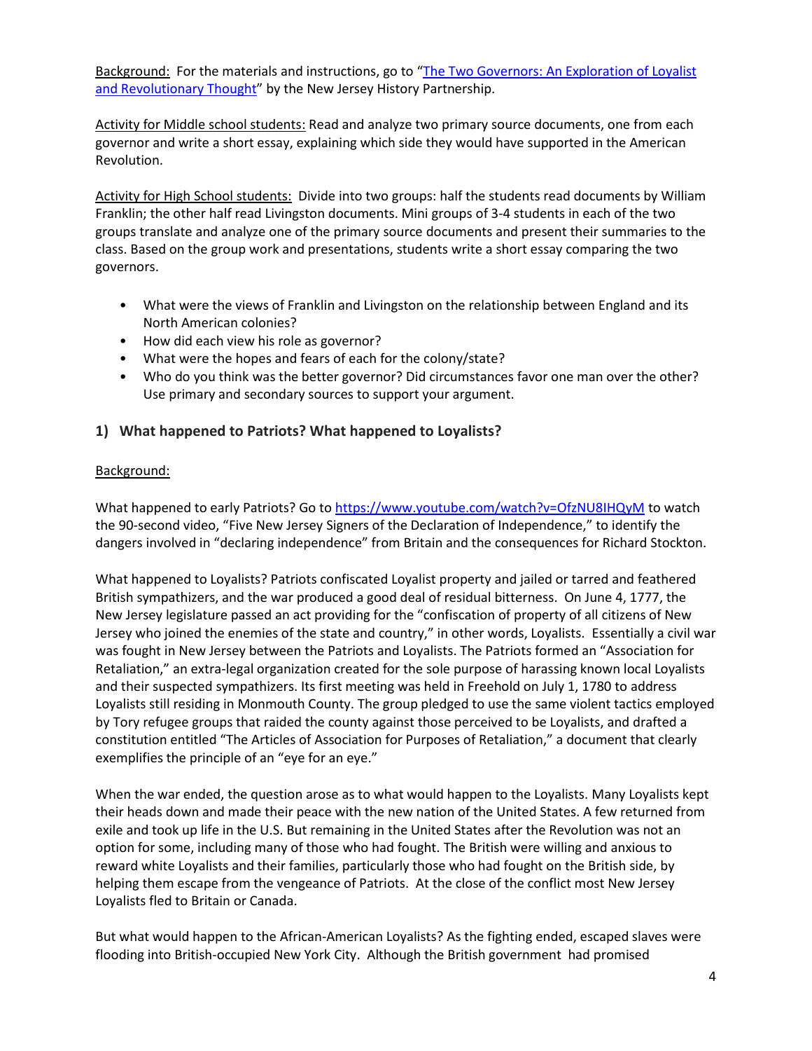Background: For the materials and instructions, go to "The Two Governors: An Exploration of Loyalist and Revolutionary Thought" by the New Jersey History Partnership.

Activity for Middle school students: Read and analyze two primary source documents, one from each governor and write a short essay, explaining which side they would have supported in the American Revolution.

Activity for High School students: Divide into two groups: half the students read documents by William Franklin; the other half read Livingston documents. Mini groups of 3-4 students in each of the two groups translate and analyze one of the primary source documents and present their summaries to the class. Based on the group work and presentations, students write a short essay comparing the two governors.

- What were the views of Franklin and Livingston on the relationship between England and its North American colonies?
- How did each view his role as governor?
- What were the hopes and fears of each for the colony/state?
- Who do you think was the better governor? Did circumstances favor one man over the other? Use primary and secondary sources to support your argument.

### 1) What happened to Patriots? What happened to Loyalists?

Background:

What happened to early Patriots? Go to https://www.youtube.com/watch?v=OfzNU8IHQyM to watch the 90-second video, "Five New Jersey Signers of the Declaration of Independence," to identify the dangers involved in "declaring independence" from Britain and the consequences for Richard Stockton.

What happened to Loyalists? Patriots confiscated Loyalist property and jailed or tarred and feathered British sympathizers, and the war produced a good deal of residual bitterness. On June 4, 1777, the New Jersey legislature passed an act providing for the "confiscation of property of all citizens of New Jersey who joined the enemies of the state and country," in other words, Loyalists. Essentially a civil war was fought in New Jersey between the Patriots and Loyalists. The Patriots formed an "Association for Retaliation," an extra-legal organization created for the sole purpose of harassing known local Loyalists and their suspected sympathizers. Its first meeting was held in Freehold on July 1, 1780 to address Loyalists still residing in Monmouth County. The group pledged to use the same violent tactics employed by Tory refugee groups that raided the county against those perceived to be Loyalists, and drafted a constitution entitled "The Articles of Association for Purposes of Retaliation," a document that clearly exemplifies the principle of an "eye for an eye."

When the war ended, the question arose as to what would happen to the Loyalists. Many Loyalists kept their heads down and made their peace with the new nation of the United States. A few returned from exile and took up life in the U.S. But remaining in the United States after the Revolution was not an option for some, including many of those who had fought. The British were willing and anxious to reward white Loyalists and their families, particularly those who had fought on the British side, by helping them escape from the vengeance of Patriots. At the close of the conflict most New Jersey Loyalists fled to Britain or Canada.

But what would happen to the African-American Loyalists? As the fighting ended, escaped slaves were flooding into British-occupied New York City. Although the British government had promised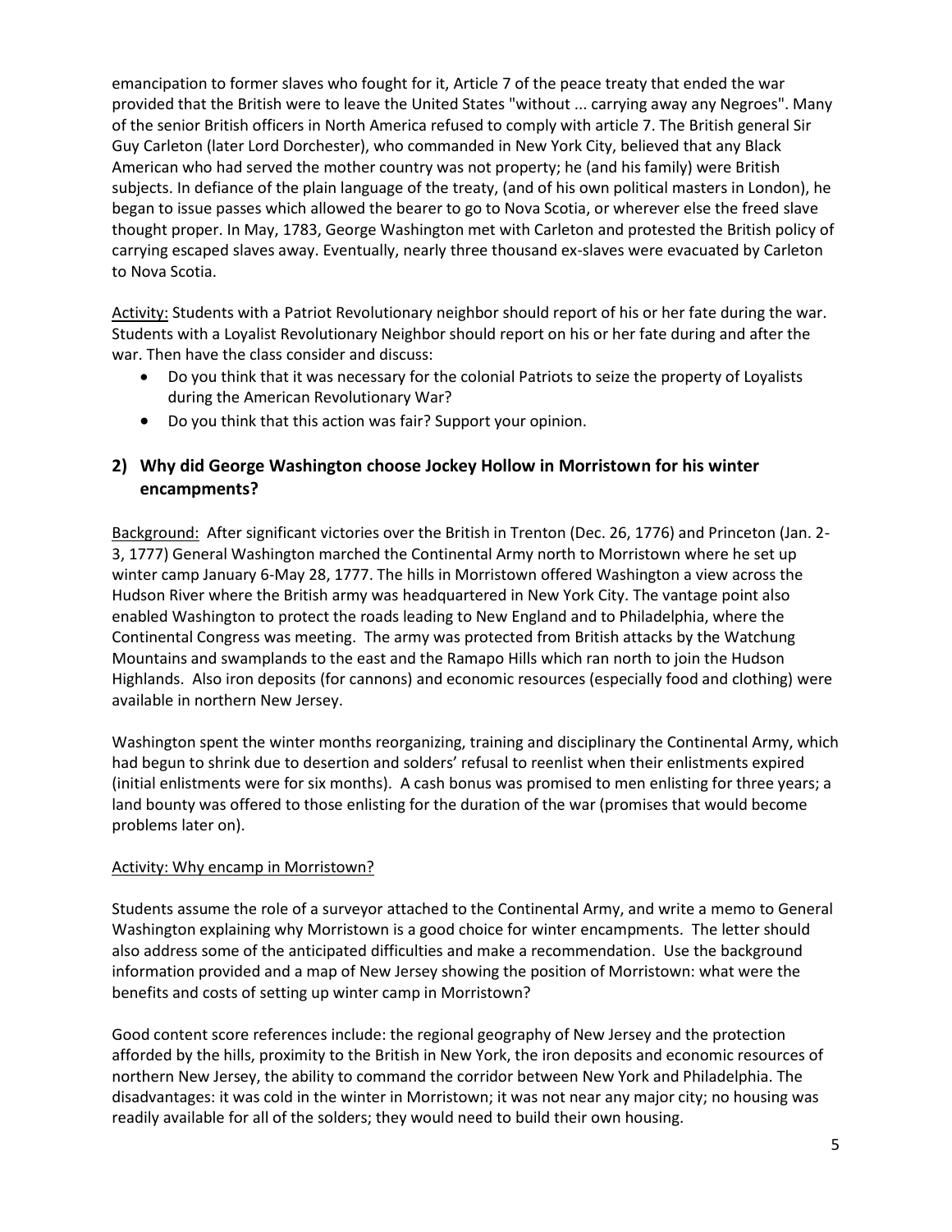emancipation to former slaves who fought for it, Article 7 of the peace treaty that ended the war provided that the British were to leave the United States "without ... carrying away any Negroes". Many of the senior British officers in North America refused to comply with article 7. The British general Sir Guy Carleton (later Lord Dorchester), who commanded in New York City, believed that any Black American who had served the mother country was not property; he (and his family) were British subjects. In defiance of the plain language of the treaty, (and of his own political masters in London), he began to issue passes which allowed the bearer to go to Nova Scotia, or wherever else the freed slave thought proper. In May, 1783, George Washington met with Carleton and protested the British policy of carrying escaped slaves away. Eventually, nearly three thousand ex-slaves were evacuated by Carleton to Nova Scotia.

Activity: Students with a Patriot Revolutionary neighbor should report of his or her fate during the war. Students with a Loyalist Revolutionary Neighbor should report on his or her fate during and after the war. Then have the class consider and discuss:

- Do you think that it was necessary for the colonial Patriots to seize the property of Loyalists during the American Revolutionary War?
- Do you think that this action was fair? Support your opinion.

## 2) Why did George Washington choose Jockey Hollow in Morristown for his winter encampments?

Background: After significant victories over the British in Trenton (Dec. 26, 1776) and Princeton (Jan. 2-3, 1777) General Washington marched the Continental Army north to Morristown where he set up winter camp January 6-May 28, 1777. The hills in Morristown offered Washington a view across the Hudson River where the British army was headquartered in New York City. The vantage point also enabled Washington to protect the roads leading to New England and to Philadelphia, where the Continental Congress was meeting. The army was protected from British attacks by the Watchung Mountains and swamplands to the east and the Ramapo Hills which ran north to join the Hudson Highlands. Also iron deposits (for cannons) and economic resources (especially food and clothing) were available in northern New Jersey.

Washington spent the winter months reorganizing, training and disciplinary the Continental Army, which had begun to shrink due to desertion and solders' refusal to reenlist when their enlistments expired (initial enlistments were for six months). A cash bonus was promised to men enlisting for three years; a land bounty was offered to those enlisting for the duration of the war (promises that would become problems later on).

Activity: Why encamp in Morristown?

Students assume the role of a surveyor attached to the Continental Army, and write a memo to General Washington explaining why Morristown is a good choice for winter encampments. The letter should also address some of the anticipated difficulties and make a recommendation. Use the background information provided and a map of New Jersey showing the position of Morristown: what were the benefits and costs of setting up winter camp in Morristown?

Good content score references include: the regional geography of New Jersey and the protection afforded by the hills, proximity to the British in New York, the iron deposits and economic resources of northern New Jersey, the ability to command the corridor between New York and Philadelphia. The disadvantages: it was cold in the winter in Morristown; it was not near any major city; no housing was readily available for all of the solders; they would need to build their own housing.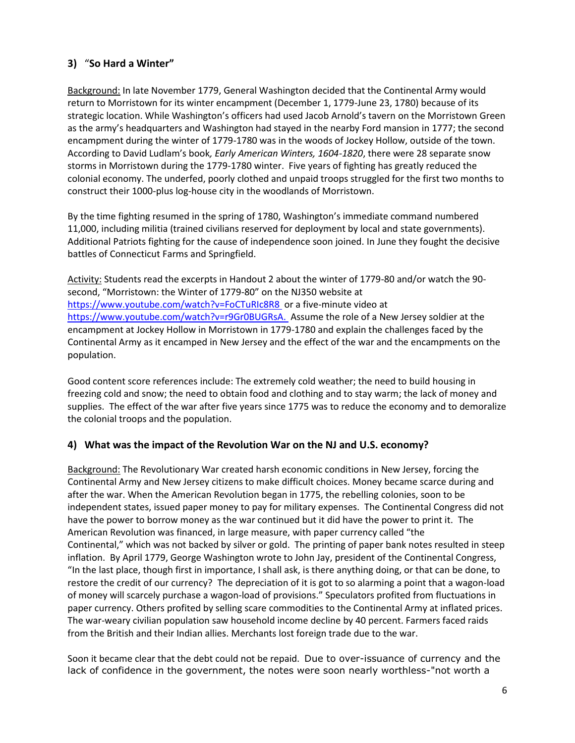### 3) "So Hard a Winter"

Background: In late November 1779, General Washington decided that the Continental Army would return to Morristown for its winter encampment (December 1, 1779-June 23, 1780) because of its strategic location. While Washington's officers had used Jacob Arnold's tavern on the Morristown Green as the army's headquarters and Washington had stayed in the nearby Ford mansion in 1777; the second encampment during the winter of 1779-1780 was in the woods of Jockey Hollow, outside of the town. According to David Ludlam's book*, Early American Winters, 1604-1820*, there were 28 separate snow storms in Morristown during the 1779-1780 winter. Five years of fighting has greatly reduced the colonial economy. The underfed, poorly clothed and unpaid troops struggled for the first two months to construct their 1000-plus log-house city in the woodlands of Morristown.

By the time fighting resumed in the spring of 1780, Washington's immediate command numbered 11,000, including militia (trained civilians reserved for deployment by local and state governments). Additional Patriots fighting for the cause of independence soon joined. In June they fought the decisive battles of Connecticut Farms and Springfield.

Activity: Students read the excerpts in Handout 2 about the winter of 1779-80 and/or watch the 90-second, "Morristown: the Winter of 1779-80" on the NJ350 website at https://www.youtube.com/watch?v=FoCTuRIc8R8 or a five-minute video at https://www.youtube.com/watch?v=r9Gr0BUGRsA. Assume the role of a New Jersey soldier at the encampment at Jockey Hollow in Morristown in 1779-1780 and explain the challenges faced by the Continental Army as it encamped in New Jersey and the effect of the war and the encampments on the population.

Good content score references include: The extremely cold weather; the need to build housing in freezing cold and snow; the need to obtain food and clothing and to stay warm; the lack of money and supplies. The effect of the war after five years since 1775 was to reduce the economy and to demoralize the colonial troops and the population.

### 4) What was the impact of the Revolution War on the NJ and U.S. economy?

Background: The Revolutionary War created harsh economic conditions in New Jersey, forcing the Continental Army and New Jersey citizens to make difficult choices. Money became scarce during and after the war. When the American Revolution began in 1775, the rebelling colonies, soon to be independent states, issued paper money to pay for military expenses. The Continental Congress did not have the power to borrow money as the war continued but it did have the power to print it. The American Revolution was financed, in large measure, with paper currency called "the Continental," which was not backed by silver or gold. The printing of paper bank notes resulted in steep inflation. By April 1779, George Washington wrote to John Jay, president of the Continental Congress, "In the last place, though first in importance, I shall ask, is there anything doing, or that can be done, to restore the credit of our currency? The depreciation of it is got to so alarming a point that a wagon-load of money will scarcely purchase a wagon-load of provisions." Speculators profited from fluctuations in paper currency. Others profited by selling scare commodities to the Continental Army at inflated prices. The war-weary civilian population saw household income decline by 40 percent. Farmers faced raids from the British and their Indian allies. Merchants lost foreign trade due to the war.

Soon it became clear that the debt could not be repaid. Due to over-issuance of currency and the lack of confidence in the government, the notes were soon nearly worthless-"not worth a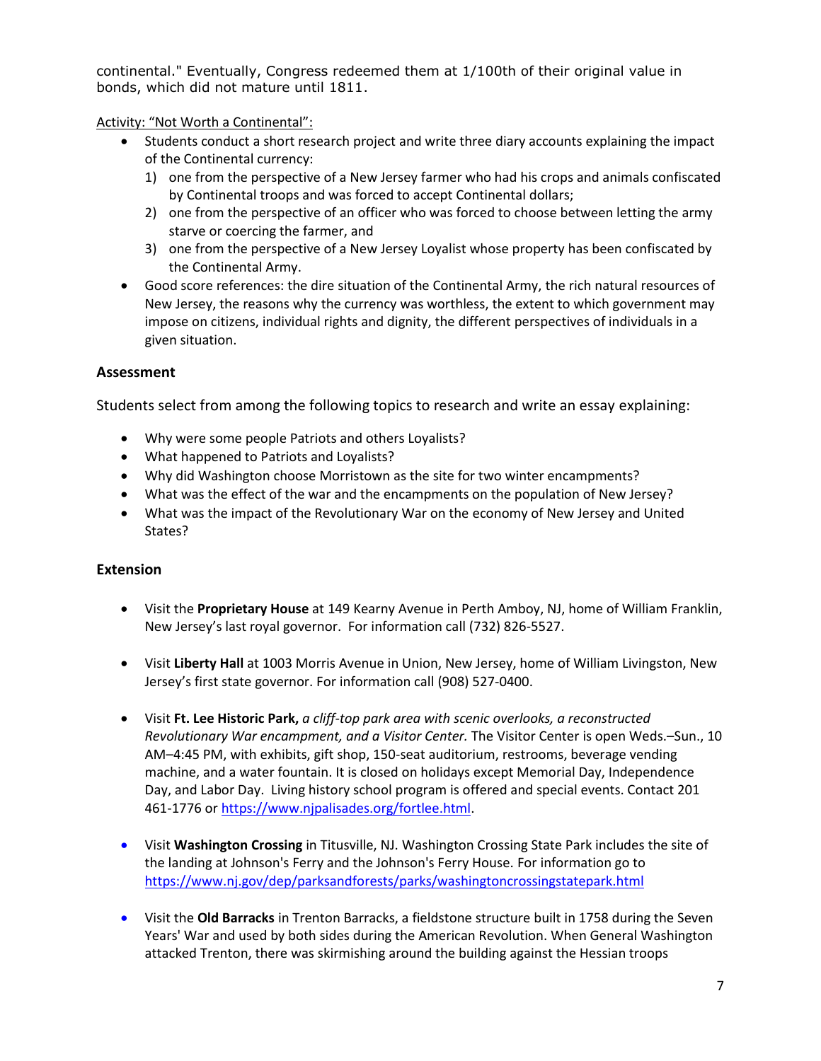continental." Eventually, Congress redeemed them at 1/100th of their original value in bonds, which did not mature until 1811.

Activity: "Not Worth a Continental":

- Students conduct a short research project and write three diary accounts explaining the impact of the Continental currency:
  1) one from the perspective of a New Jersey farmer who had his crops and animals confiscated by Continental troops and was forced to accept Continental dollars;
  2) one from the perspective of an officer who was forced to choose between letting the army starve or coercing the farmer, and
  3) one from the perspective of a New Jersey Loyalist whose property has been confiscated by the Continental Army.
- Good score references: the dire situation of the Continental Army, the rich natural resources of New Jersey, the reasons why the currency was worthless, the extent to which government may impose on citizens, individual rights and dignity, the different perspectives of individuals in a given situation.

### Assessment

Students select from among the following topics to research and write an essay explaining:

- Why were some people Patriots and others Loyalists?
- What happened to Patriots and Loyalists?
- Why did Washington choose Morristown as the site for two winter encampments?
- What was the effect of the war and the encampments on the population of New Jersey?
- What was the impact of the Revolutionary War on the economy of New Jersey and United States?

### Extension

- Visit the **Proprietary House** at 149 Kearny Avenue in Perth Amboy, NJ, home of William Franklin, New Jersey's last royal governor. For information call (732) 826-5527.

- Visit **Liberty Hall** at 1003 Morris Avenue in Union, New Jersey, home of William Livingston, New Jersey's first state governor. For information call (908) 527-0400.

- Visit **Ft. Lee Historic Park,** *a cliff-top park area with scenic overlooks, a reconstructed Revolutionary War encampment, and a Visitor Center.* The Visitor Center is open Weds.–Sun., 10 AM–4:45 PM, with exhibits, gift shop, 150-seat auditorium, restrooms, beverage vending machine, and a water fountain. It is closed on holidays except Memorial Day, Independence Day, and Labor Day. Living history school program is offered and special events. Contact 201 461-1776 or https://www.njpalisades.org/fortlee.html.

- Visit **Washington Crossing** in Titusville, NJ. Washington Crossing State Park includes the site of the landing at Johnson's Ferry and the Johnson's Ferry House. For information go to https://www.nj.gov/dep/parksandforests/parks/washingtoncrossingstatepark.html

- Visit the **Old Barracks** in Trenton Barracks, a fieldstone structure built in 1758 during the Seven Years' War and used by both sides during the American Revolution. When General Washington attacked Trenton, there was skirmishing around the building against the Hessian troops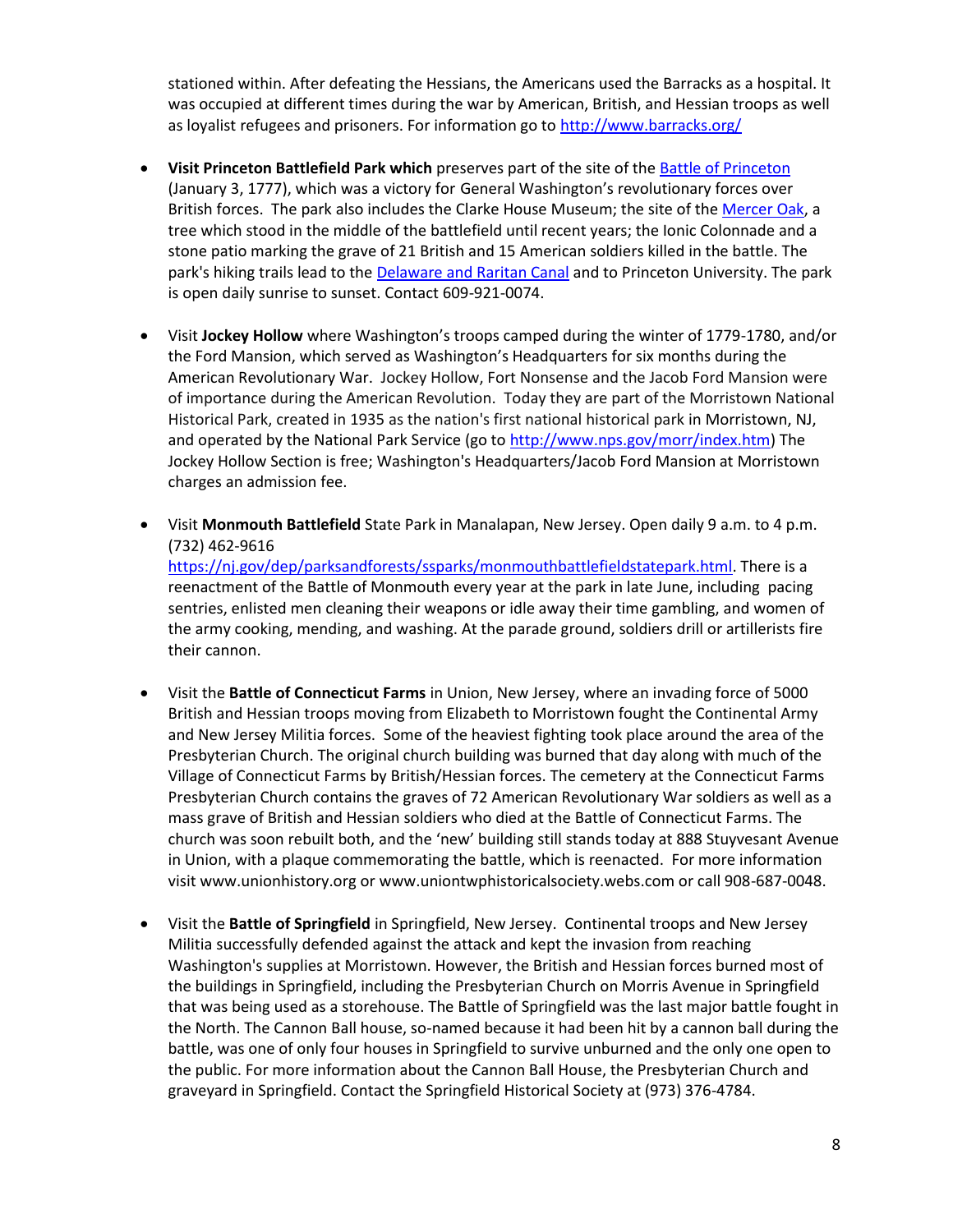stationed within. After defeating the Hessians, the Americans used the Barracks as a hospital. It was occupied at different times during the war by American, British, and Hessian troops as well as loyalist refugees and prisoners. For information go to [http://www.barracks.org/](http://www.barracks.org/)

- **Visit Princeton Battlefield Park which** preserves part of the site of the [Battle of Princeton](#) (January 3, 1777), which was a victory for General Washington's revolutionary forces over British forces. The park also includes the Clarke House Museum; the site of the [Mercer Oak](#), a tree which stood in the middle of the battlefield until recent years; the Ionic Colonnade and a stone patio marking the grave of 21 British and 15 American soldiers killed in the battle. The park's hiking trails lead to the [Delaware and Raritan Canal](#) and to Princeton University. The park is open daily sunrise to sunset. Contact 609-921-0074.

- Visit **Jockey Hollow** where Washington's troops camped during the winter of 1779-1780, and/or the Ford Mansion, which served as Washington's Headquarters for six months during the American Revolutionary War. Jockey Hollow, Fort Nonsense and the Jacob Ford Mansion were of importance during the American Revolution. Today they are part of the Morristown National Historical Park, created in 1935 as the nation's first national historical park in Morristown, NJ, and operated by the National Park Service (go to [http://www.nps.gov/morr/index.htm](http://www.nps.gov/morr/index.htm)) The Jockey Hollow Section is free; Washington's Headquarters/Jacob Ford Mansion at Morristown charges an admission fee.

- Visit **Monmouth Battlefield** State Park in Manalapan, New Jersey. Open daily 9 a.m. to 4 p.m. (732) 462-9616 [https://nj.gov/dep/parksandforests/ssparks/monmouthbattlefieldstatepark.html](https://nj.gov/dep/parksandforests/ssparks/monmouthbattlefieldstatepark.html). There is a reenactment of the Battle of Monmouth every year at the park in late June, including pacing sentries, enlisted men cleaning their weapons or idle away their time gambling, and women of the army cooking, mending, and washing. At the parade ground, soldiers drill or artillerists fire their cannon.

- Visit the **Battle of Connecticut Farms** in Union, New Jersey, where an invading force of 5000 British and Hessian troops moving from Elizabeth to Morristown fought the Continental Army and New Jersey Militia forces. Some of the heaviest fighting took place around the area of the Presbyterian Church. The original church building was burned that day along with much of the Village of Connecticut Farms by British/Hessian forces. The cemetery at the Connecticut Farms Presbyterian Church contains the graves of 72 American Revolutionary War soldiers as well as a mass grave of British and Hessian soldiers who died at the Battle of Connecticut Farms. The church was soon rebuilt both, and the 'new' building still stands today at 888 Stuyvesant Avenue in Union, with a plaque commemorating the battle, which is reenacted. For more information visit www.unionhistory.org or www.uniontwphistoricalsociety.webs.com or call 908-687-0048.

- Visit the **Battle of Springfield** in Springfield, New Jersey. Continental troops and New Jersey Militia successfully defended against the attack and kept the invasion from reaching Washington's supplies at Morristown. However, the British and Hessian forces burned most of the buildings in Springfield, including the Presbyterian Church on Morris Avenue in Springfield that was being used as a storehouse. The Battle of Springfield was the last major battle fought in the North. The Cannon Ball house, so-named because it had been hit by a cannon ball during the battle, was one of only four houses in Springfield to survive unburned and the only one open to the public. For more information about the Cannon Ball House, the Presbyterian Church and graveyard in Springfield. Contact the Springfield Historical Society at (973) 376-4784.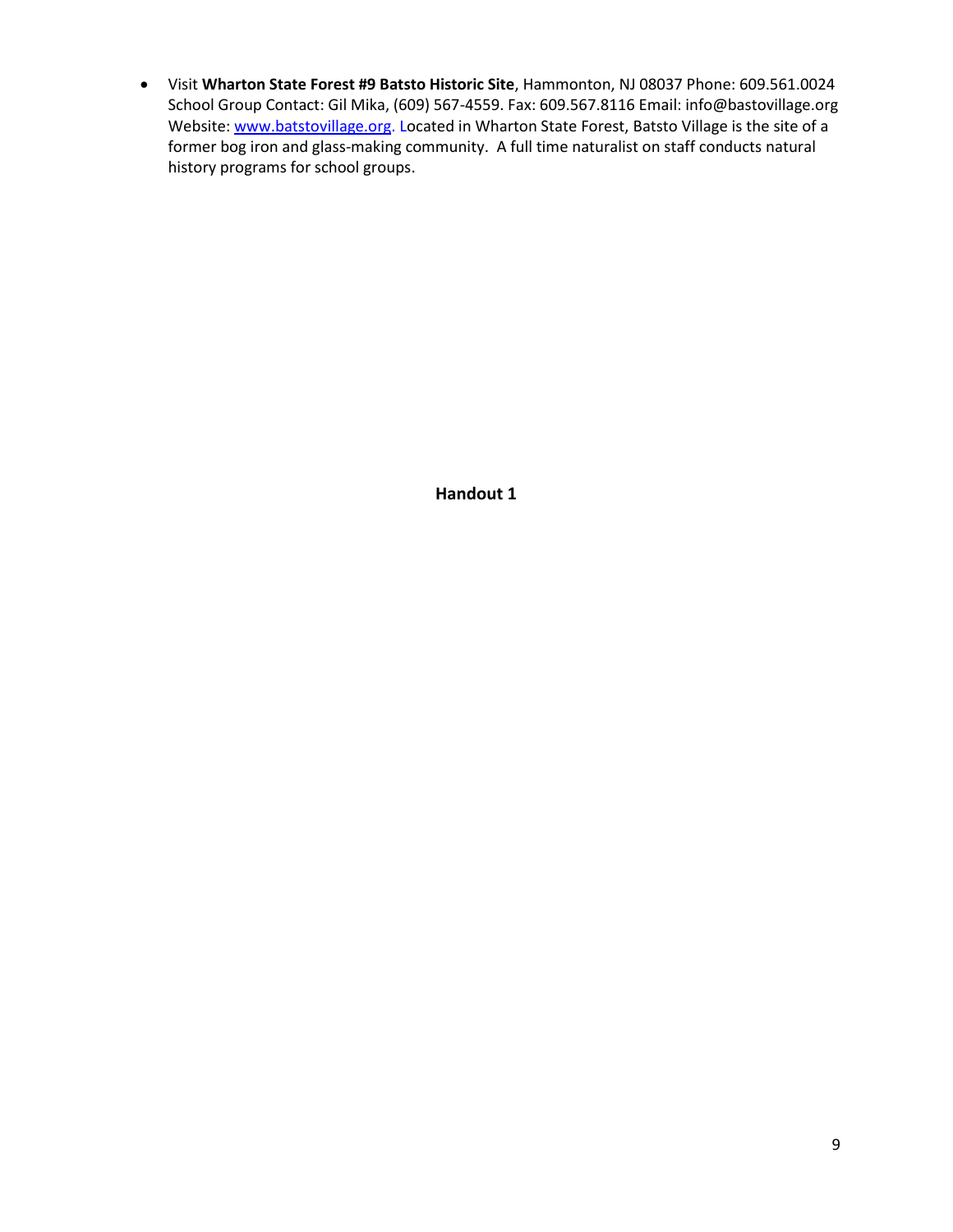- Visit **Wharton State Forest #9 Batsto Historic Site**, Hammonton, NJ 08037 Phone: 609.561.0024 School Group Contact: Gil Mika, (609) 567-4559. Fax: 609.567.8116 Email: info@bastovillage.org Website: www.batstovillage.org. Located in Wharton State Forest, Batsto Village is the site of a former bog iron and glass-making community. A full time naturalist on staff conducts natural history programs for school groups.

**Handout 1**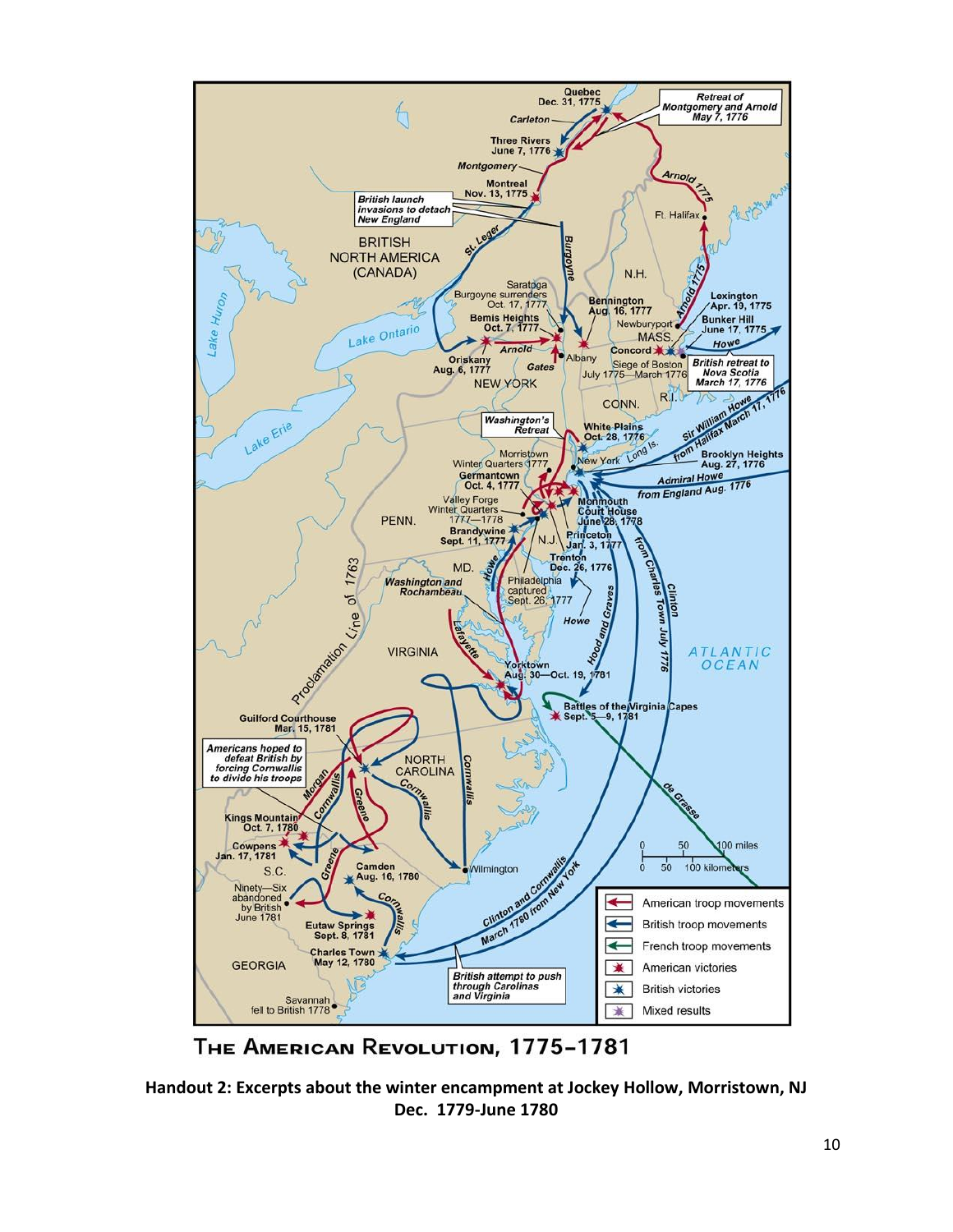Quebec
Dec. 31, 1775

Carleton

Retreat of Montgomery and Arnold May 7, 1776

Three Rivers
June 7, 1776

Montgomery

Montreal
Nov. 13, 1775

Arnold 1775

British launch invasions to detach New England

Ft. Halifax

BRITISH NORTH AMERICA (CANADA)

St. Leger

Burgoyne

N.H.

Arnold 1775

Lake Huron

Saratoga
Burgoyne surrenders
Oct. 17, 1777

Bemis Heights
Oct. 7, 1777

Bennington
Aug. 16, 1777

Lexington
Apr. 19, 1775

Bunker Hill
June 17, 1775

Newburyport

MASS.

Howe

Lake Ontario

Arnold

Concord

Oriskany
Aug. 6, 1777

Gates

Albany

Siege of Boston
July 1775—March 1776

British retreat to Nova Scotia March 17, 1776

NEW YORK

CONN.

R.I.

Sir William Howe from Halifax March 17, 1776

Washington's Retreat

Lake Erie

White Plains
Oct. 28, 1776

Morristown
Winter Quarters 1777

New York

Long Is.

Brooklyn Heights
Aug. 27, 1776

Germantown
Oct. 4, 1777

Admiral Howe from England Aug. 1776

Valley Forge
Winter Quarters
1777—1778

Monmouth Court House
June 28, 1778

PENN.

Brandywine
Sept. 11, 1777

N.J.

Princeton
Jan. 3, 1777

Trenton
Dec. 26, 1776

from Charles Town July 1776

Clinton

MD.

Howe

Washington and Rochambeau

Philadelphia captured
Sept. 26, 1777

Howe

Proclamation Line of 1763

Lafayette

Hood and Graves

VIRGINIA

ATLANTIC OCEAN

Yorktown
Aug. 30—Oct. 19, 1781

Battles of the Virginia Capes
Sept. 5—9, 1781

Guilford Courthouse
Mar. 15, 1781

Americans hoped to defeat British by forcing Cornwallis to divide his troops

Morgan

Cornwallis

Greene

NORTH CAROLINA

Cornwallis

Cornwallis

de Grasse

Kings Mountain
Oct. 7, 1780

Cowpens
Jan. 17, 1781

0 50 100 miles
0 50 100 kilometers

S.C.

Greene

Camden
Aug. 16, 1780

Wilmington

Ninety—Six abandoned by British June 1781

Cornwallis

Clinton and Cornwallis March 1780 from New York

Eutaw Springs
Sept. 8, 1781

Charles Town
May 12, 1780

GEORGIA

British attempt to push through Carolinas and Virginia

Savannah fell to British 1778

American troop movements
British troop movements
French troop movements
American victories
British victories
Mixed results

THE AMERICAN REVOLUTION, 1775–1781

**Handout 2: Excerpts about the winter encampment at Jockey Hollow, Morristown, NJ Dec. 1779-June 1780**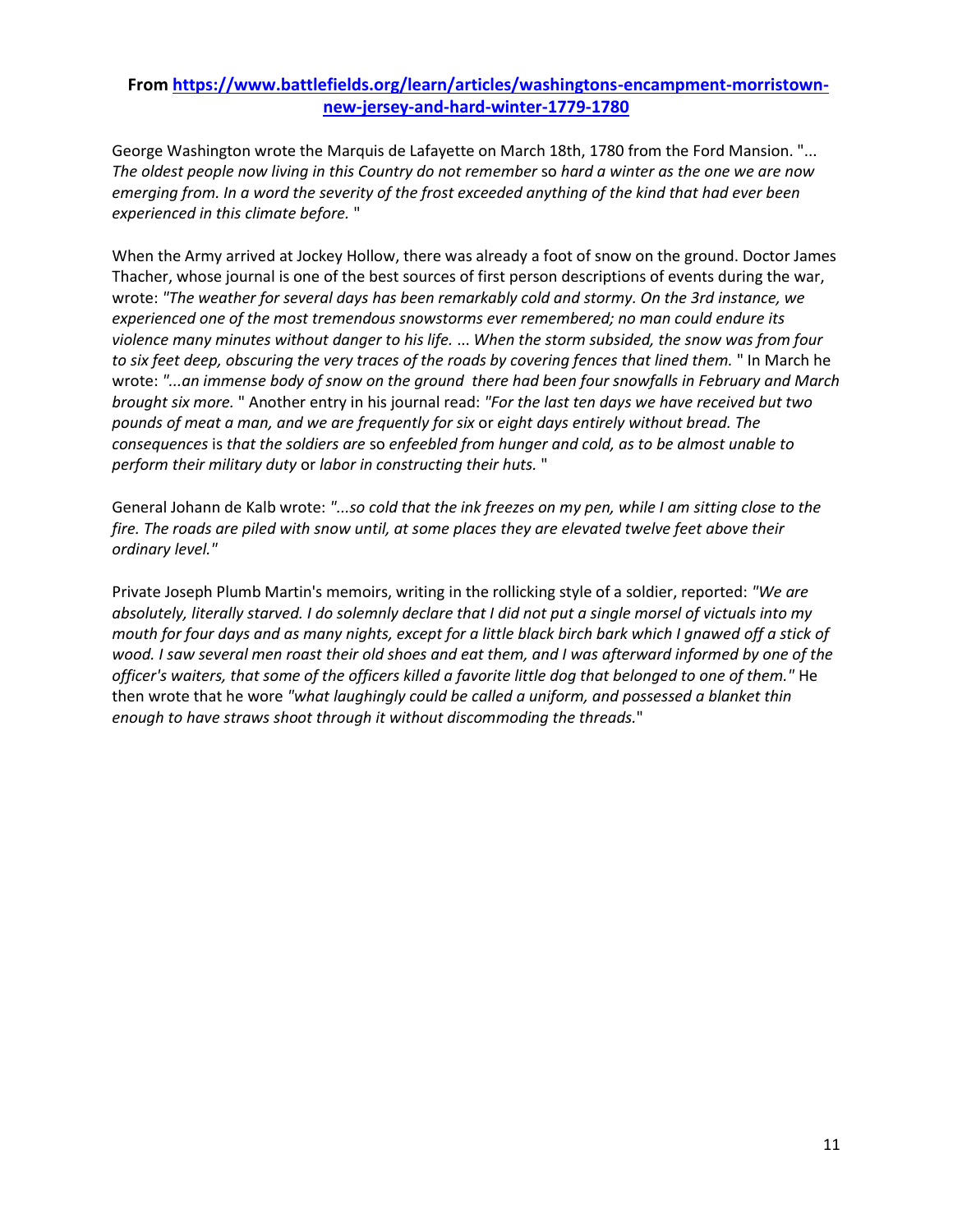**From [https://www.battlefields.org/learn/articles/washingtons-encampment-morristown-new-jersey-and-hard-winter-1779-1780](https://www.battlefields.org/learn/articles/washingtons-encampment-morristown-new-jersey-and-hard-winter-1779-1780)**

George Washington wrote the Marquis de Lafayette on March 18th, 1780 from the Ford Mansion. "... *The oldest people now living in this Country do not remember* so *hard a winter as the one we are now emerging from. In a word the severity of the frost exceeded anything of the kind that had ever been experienced in this climate before.* "

When the Army arrived at Jockey Hollow, there was already a foot of snow on the ground. Doctor James Thacher, whose journal is one of the best sources of first person descriptions of events during the war, wrote: *"The weather for several days has been remarkably cold and stormy. On the 3rd instance, we experienced one of the most tremendous snowstorms ever remembered; no man could endure its violence many minutes without danger to his life. ... When the storm subsided, the snow was from four to six feet deep, obscuring the very traces of the roads by covering fences that lined them.* " In March he wrote: *"...an immense body of snow on the ground there had been four snowfalls in February and March brought six more.* " Another entry in his journal read: *"For the last ten days we have received but two pounds of meat a man, and we are frequently for six* or *eight days entirely without bread. The consequences* is *that the soldiers are* so *enfeebled from hunger and cold, as to be almost unable to perform their military duty* or *labor in constructing their huts.* "

General Johann de Kalb wrote: *"...so cold that the ink freezes on my pen, while I am sitting close to the fire. The roads are piled with snow until, at some places they are elevated twelve feet above their ordinary level."*

Private Joseph Plumb Martin's memoirs, writing in the rollicking style of a soldier, reported: *"We are absolutely, literally starved. I do solemnly declare that I did not put a single morsel of victuals into my mouth for four days and as many nights, except for a little black birch bark which I gnawed off a stick of wood. I saw several men roast their old shoes and eat them, and I was afterward informed by one of the officer's waiters, that some of the officers killed a favorite little dog that belonged to one of them."* He then wrote that he wore *"what laughingly could be called a uniform, and possessed a blanket thin enough to have straws shoot through it without discommoding the threads.*"